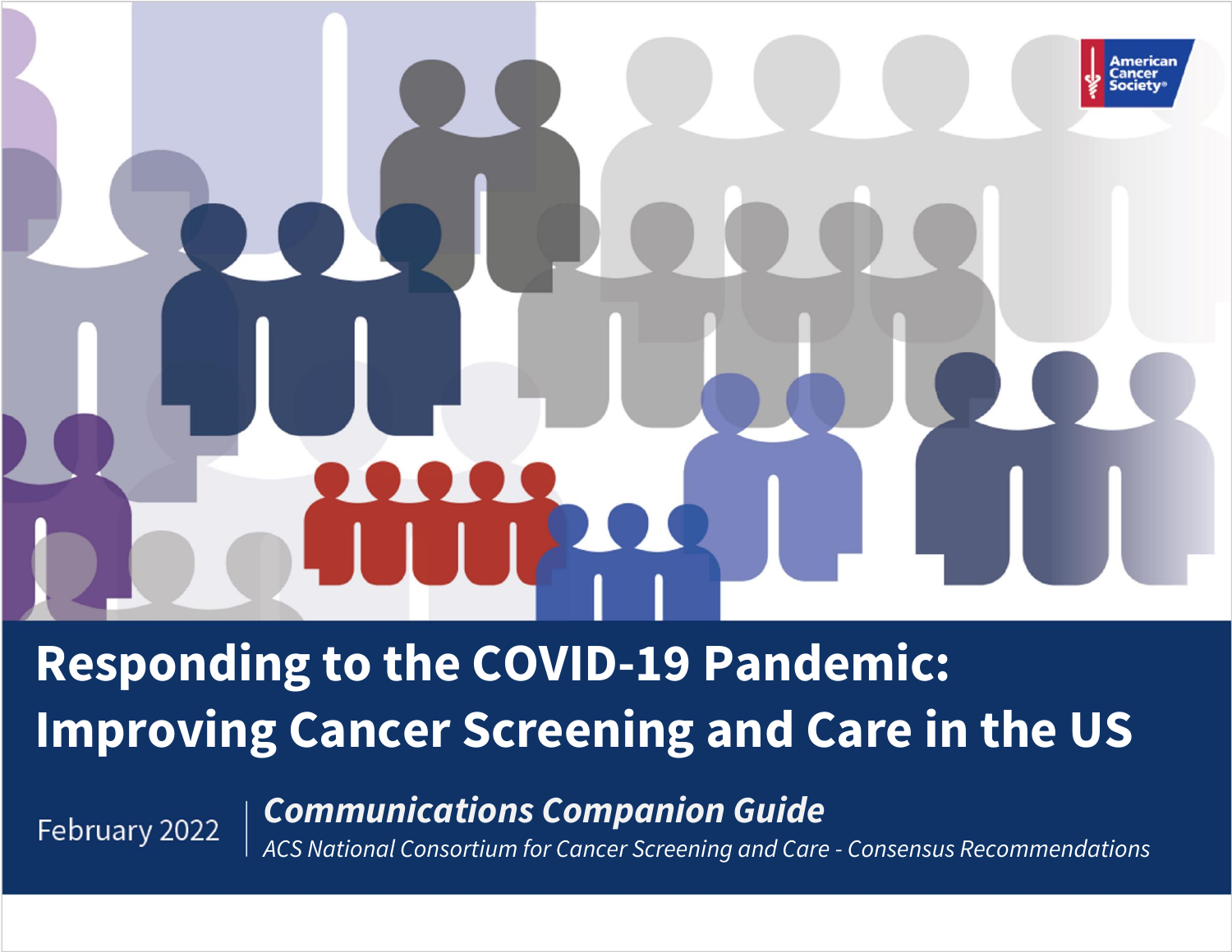American Cancer Society

# Responding to the COVID-19 Pandemic: Improving Cancer Screening and Care in the US

February 2022

***Communications Companion Guide***

*ACS National Consortium for Cancer Screening and Care - Consensus Recommendations*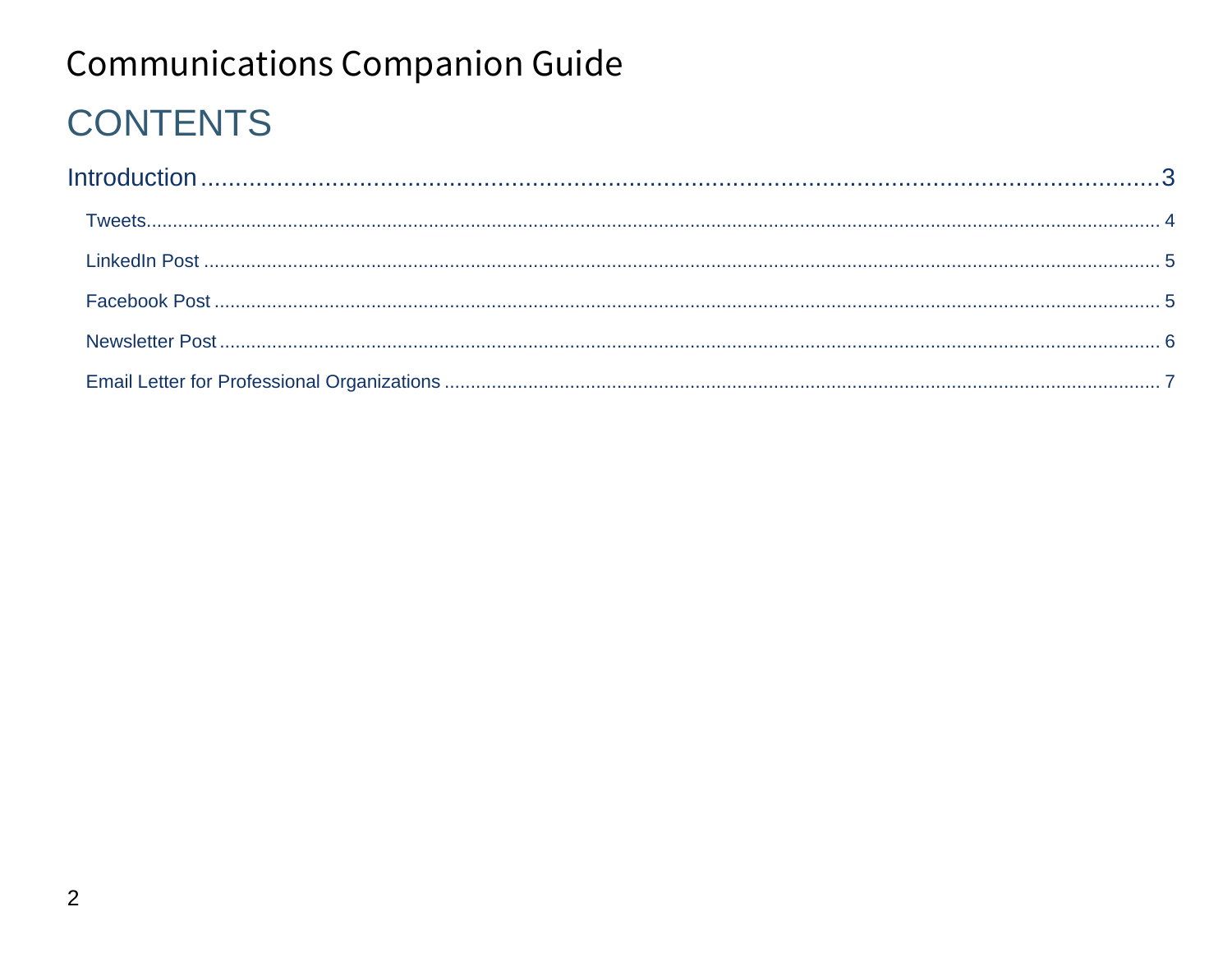# Communications Companion Guide

## CONTENTS

Introduction ........................................................................................................................ 3

- Tweets ........................................................................................................................ 4
- LinkedIn Post ............................................................................................................... 5
- Facebook Post .............................................................................................................. 5
- Newsletter Post ............................................................................................................ 6
- Email Letter for Professional Organizations .................................................................. 7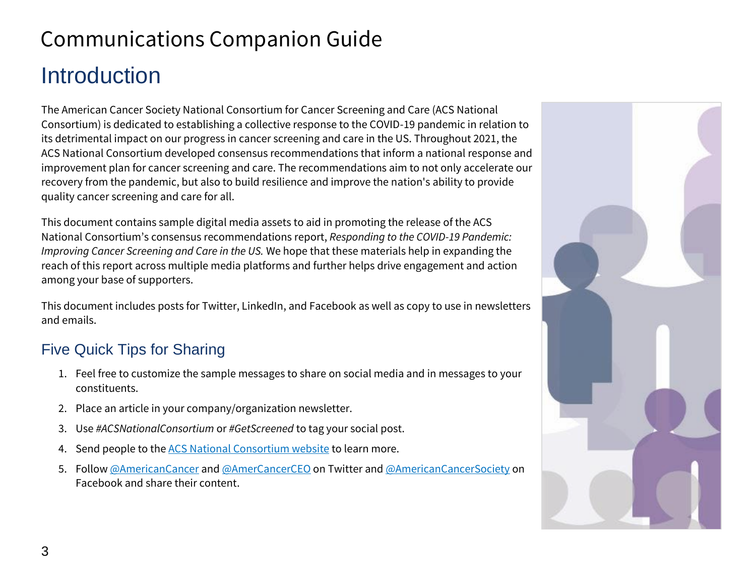# Communications Companion Guide

## Introduction

The American Cancer Society National Consortium for Cancer Screening and Care (ACS National Consortium) is dedicated to establishing a collective response to the COVID-19 pandemic in relation to its detrimental impact on our progress in cancer screening and care in the US. Throughout 2021, the ACS National Consortium developed consensus recommendations that inform a national response and improvement plan for cancer screening and care. The recommendations aim to not only accelerate our recovery from the pandemic, but also to build resilience and improve the nation's ability to provide quality cancer screening and care for all.

This document contains sample digital media assets to aid in promoting the release of the ACS National Consortium's consensus recommendations report, *Responding to the COVID-19 Pandemic: Improving Cancer Screening and Care in the US.* We hope that these materials help in expanding the reach of this report across multiple media platforms and further helps drive engagement and action among your base of supporters.

This document includes posts for Twitter, LinkedIn, and Facebook as well as copy to use in newsletters and emails.

### Five Quick Tips for Sharing

1. Feel free to customize the sample messages to share on social media and in messages to your constituents.
2. Place an article in your company/organization newsletter.
3. Use *#ACSNationalConsortium* or *#GetScreened* to tag your social post.
4. Send people to the ACS National Consortium website to learn more.
5. Follow @AmericanCancer and @AmerCancerCEO on Twitter and @AmericanCancerSociety on Facebook and share their content.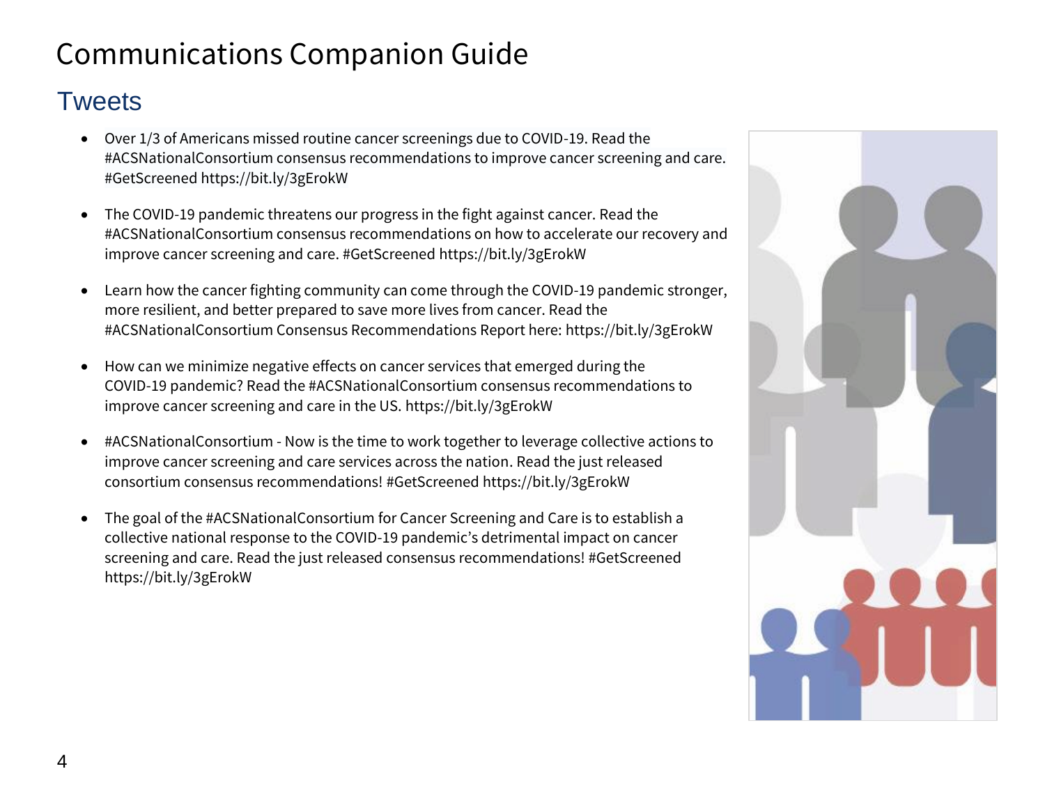# Communications Companion Guide

## Tweets

- Over 1/3 of Americans missed routine cancer screenings due to COVID-19. Read the #ACSNationalConsortium consensus recommendations to improve cancer screening and care. #GetScreened https://bit.ly/3gErokW

- The COVID-19 pandemic threatens our progress in the fight against cancer. Read the #ACSNationalConsortium consensus recommendations on how to accelerate our recovery and improve cancer screening and care. #GetScreened https://bit.ly/3gErokW

- Learn how the cancer fighting community can come through the COVID-19 pandemic stronger, more resilient, and better prepared to save more lives from cancer. Read the #ACSNationalConsortium Consensus Recommendations Report here: https://bit.ly/3gErokW

- How can we minimize negative effects on cancer services that emerged during the COVID-19 pandemic? Read the #ACSNationalConsortium consensus recommendations to improve cancer screening and care in the US. https://bit.ly/3gErokW

- #ACSNationalConsortium - Now is the time to work together to leverage collective actions to improve cancer screening and care services across the nation. Read the just released consortium consensus recommendations! #GetScreened https://bit.ly/3gErokW

- The goal of the #ACSNationalConsortium for Cancer Screening and Care is to establish a collective national response to the COVID-19 pandemic's detrimental impact on cancer screening and care. Read the just released consensus recommendations! #GetScreened https://bit.ly/3gErokW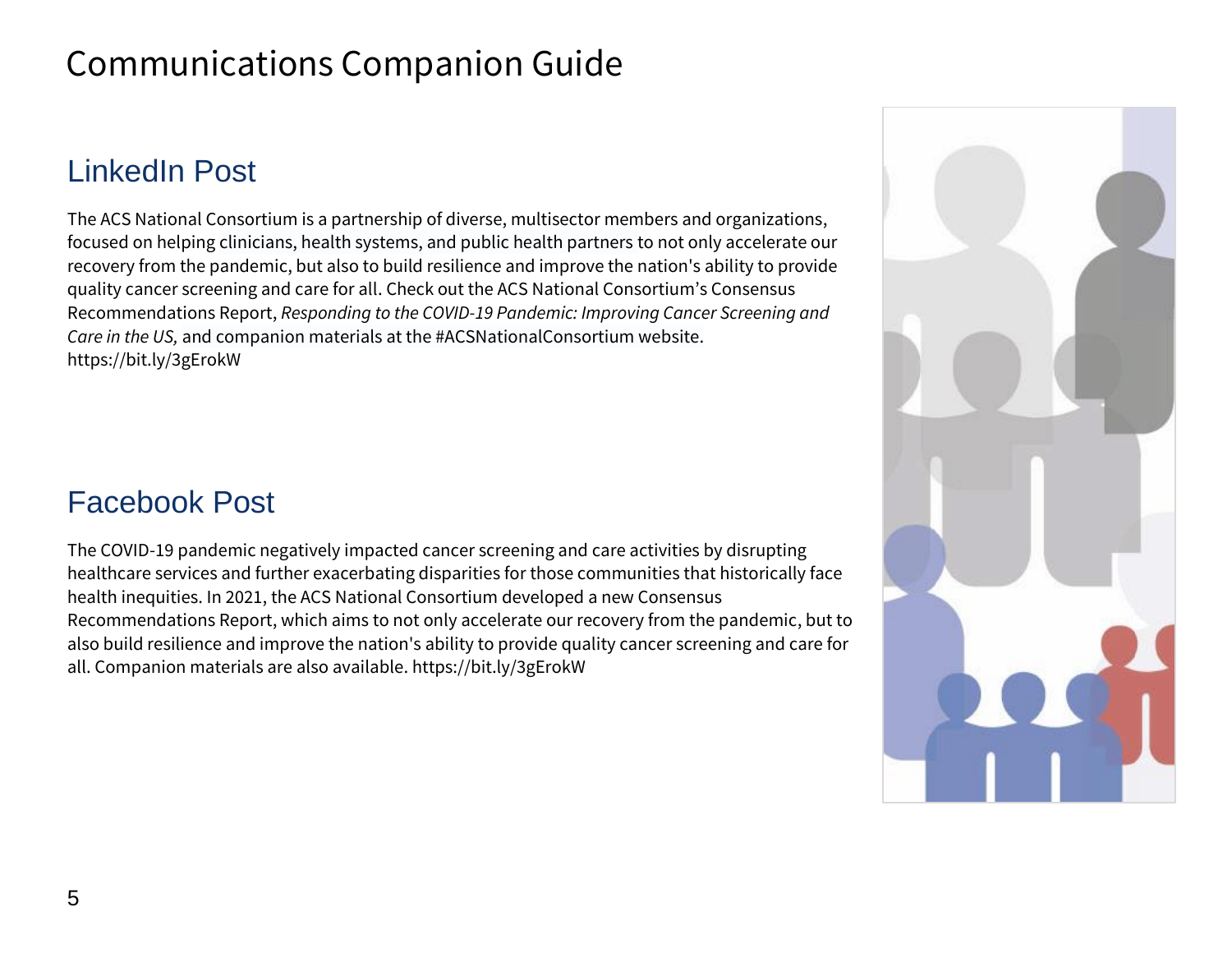# Communications Companion Guide

## LinkedIn Post

The ACS National Consortium is a partnership of diverse, multisector members and organizations, focused on helping clinicians, health systems, and public health partners to not only accelerate our recovery from the pandemic, but also to build resilience and improve the nation's ability to provide quality cancer screening and care for all. Check out the ACS National Consortium's Consensus Recommendations Report, *Responding to the COVID-19 Pandemic: Improving Cancer Screening and Care in the US,* and companion materials at the #ACSNationalConsortium website. https://bit.ly/3gErokW

## Facebook Post

The COVID-19 pandemic negatively impacted cancer screening and care activities by disrupting healthcare services and further exacerbating disparities for those communities that historically face health inequities. In 2021, the ACS National Consortium developed a new Consensus Recommendations Report, which aims to not only accelerate our recovery from the pandemic, but to also build resilience and improve the nation's ability to provide quality cancer screening and care for all. Companion materials are also available. https://bit.ly/3gErokW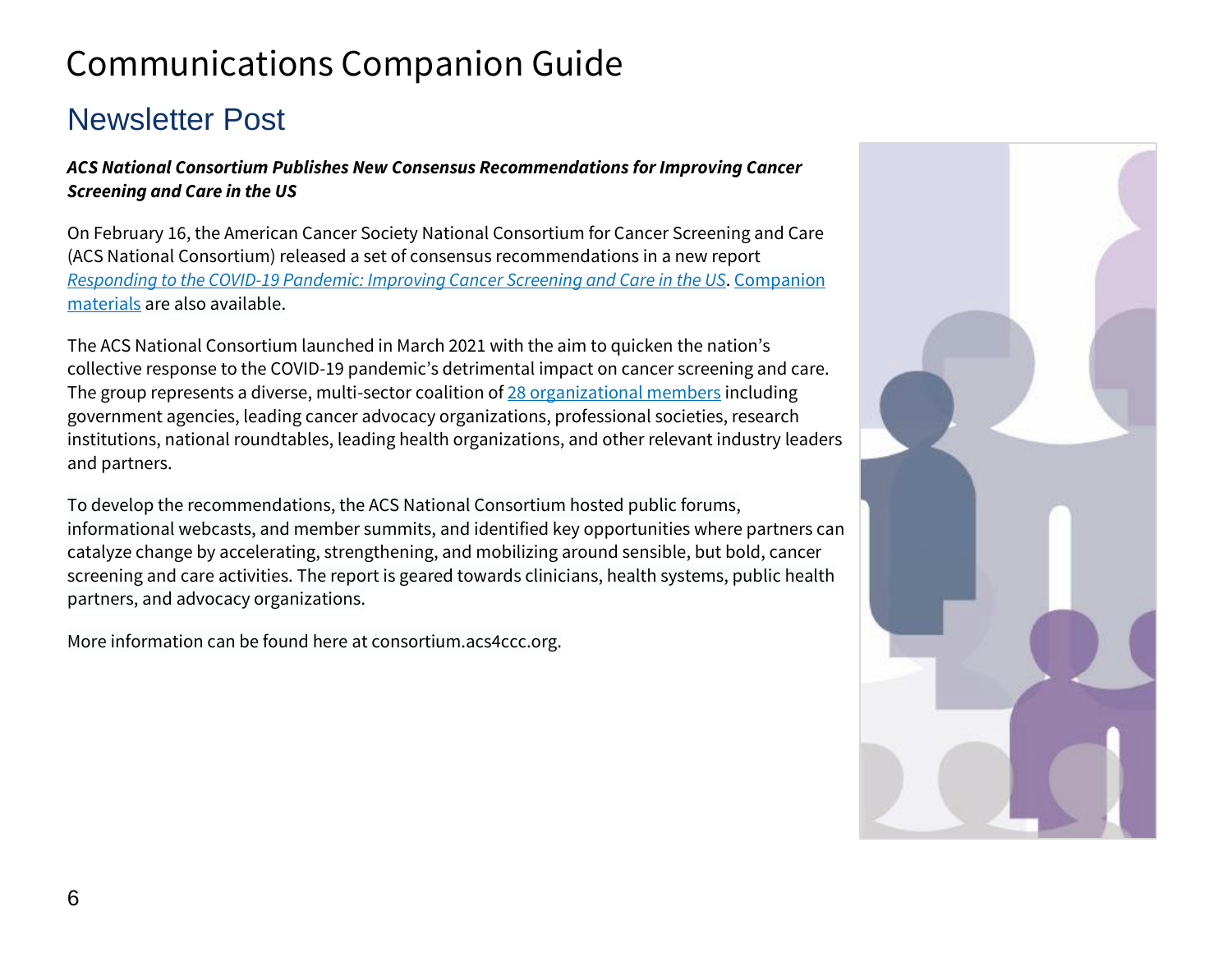# Communications Companion Guide

## Newsletter Post

***ACS National Consortium Publishes New Consensus Recommendations for Improving Cancer Screening and Care in the US***

On February 16, the American Cancer Society National Consortium for Cancer Screening and Care (ACS National Consortium) released a set of consensus recommendations in a new report *Responding to the COVID-19 Pandemic: Improving Cancer Screening and Care in the US*. Companion materials are also available.

The ACS National Consortium launched in March 2021 with the aim to quicken the nation's collective response to the COVID-19 pandemic's detrimental impact on cancer screening and care. The group represents a diverse, multi-sector coalition of 28 organizational members including government agencies, leading cancer advocacy organizations, professional societies, research institutions, national roundtables, leading health organizations, and other relevant industry leaders and partners.

To develop the recommendations, the ACS National Consortium hosted public forums, informational webcasts, and member summits, and identified key opportunities where partners can catalyze change by accelerating, strengthening, and mobilizing around sensible, but bold, cancer screening and care activities. The report is geared towards clinicians, health systems, public health partners, and advocacy organizations.

More information can be found here at consortium.acs4ccc.org.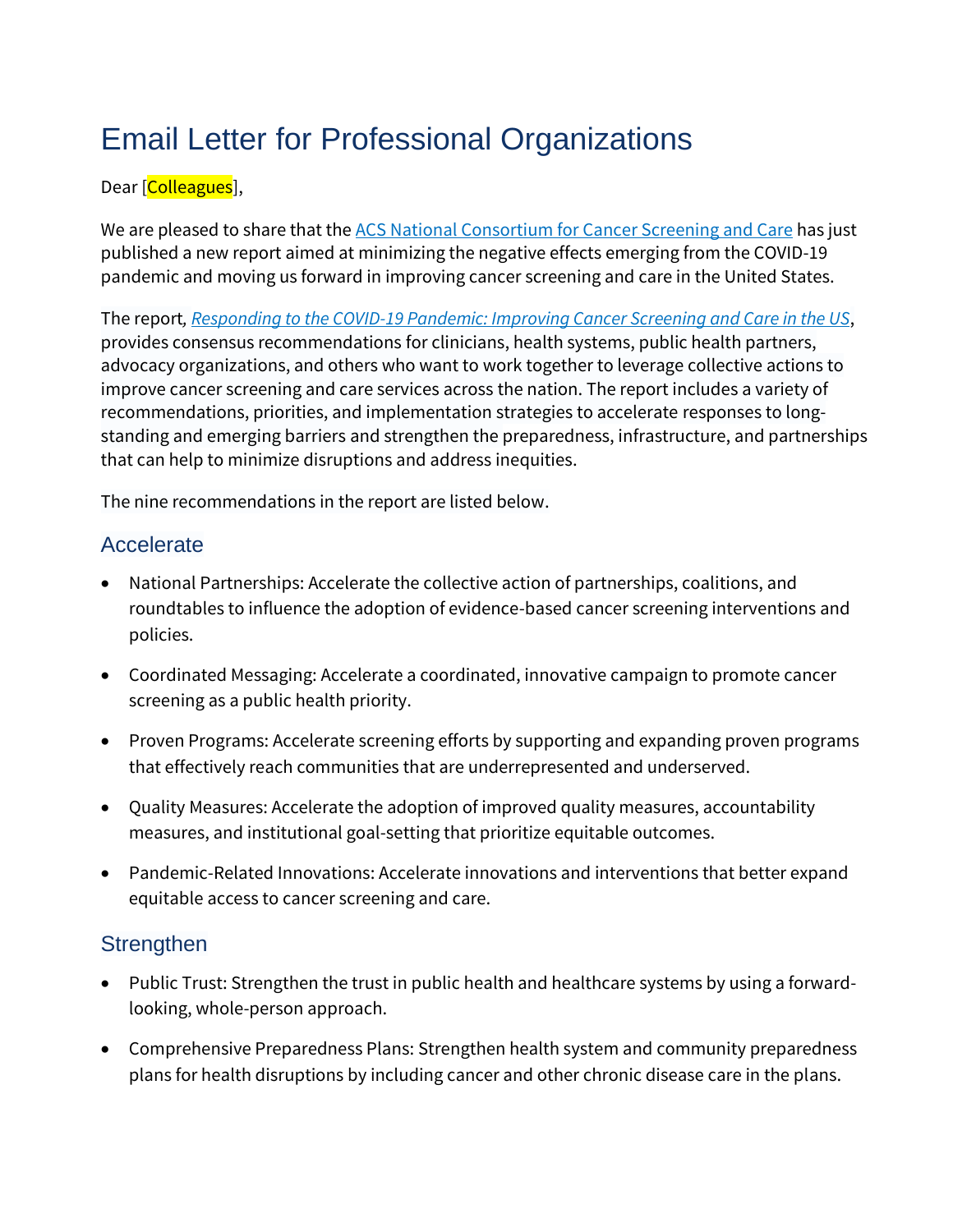# Email Letter for Professional Organizations

Dear [Colleagues],

We are pleased to share that the [ACS National Consortium for Cancer Screening and Care]() has just published a new report aimed at minimizing the negative effects emerging from the COVID-19 pandemic and moving us forward in improving cancer screening and care in the United States.

The report, [*Responding to the COVID-19 Pandemic: Improving Cancer Screening and Care in the US*](), provides consensus recommendations for clinicians, health systems, public health partners, advocacy organizations, and others who want to work together to leverage collective actions to improve cancer screening and care services across the nation. The report includes a variety of recommendations, priorities, and implementation strategies to accelerate responses to long-standing and emerging barriers and strengthen the preparedness, infrastructure, and partnerships that can help to minimize disruptions and address inequities.

The nine recommendations in the report are listed below.

## Accelerate

- National Partnerships: Accelerate the collective action of partnerships, coalitions, and roundtables to influence the adoption of evidence-based cancer screening interventions and policies.
- Coordinated Messaging: Accelerate a coordinated, innovative campaign to promote cancer screening as a public health priority.
- Proven Programs: Accelerate screening efforts by supporting and expanding proven programs that effectively reach communities that are underrepresented and underserved.
- Quality Measures: Accelerate the adoption of improved quality measures, accountability measures, and institutional goal-setting that prioritize equitable outcomes.
- Pandemic-Related Innovations: Accelerate innovations and interventions that better expand equitable access to cancer screening and care.

## Strengthen

- Public Trust: Strengthen the trust in public health and healthcare systems by using a forward-looking, whole-person approach.
- Comprehensive Preparedness Plans: Strengthen health system and community preparedness plans for health disruptions by including cancer and other chronic disease care in the plans.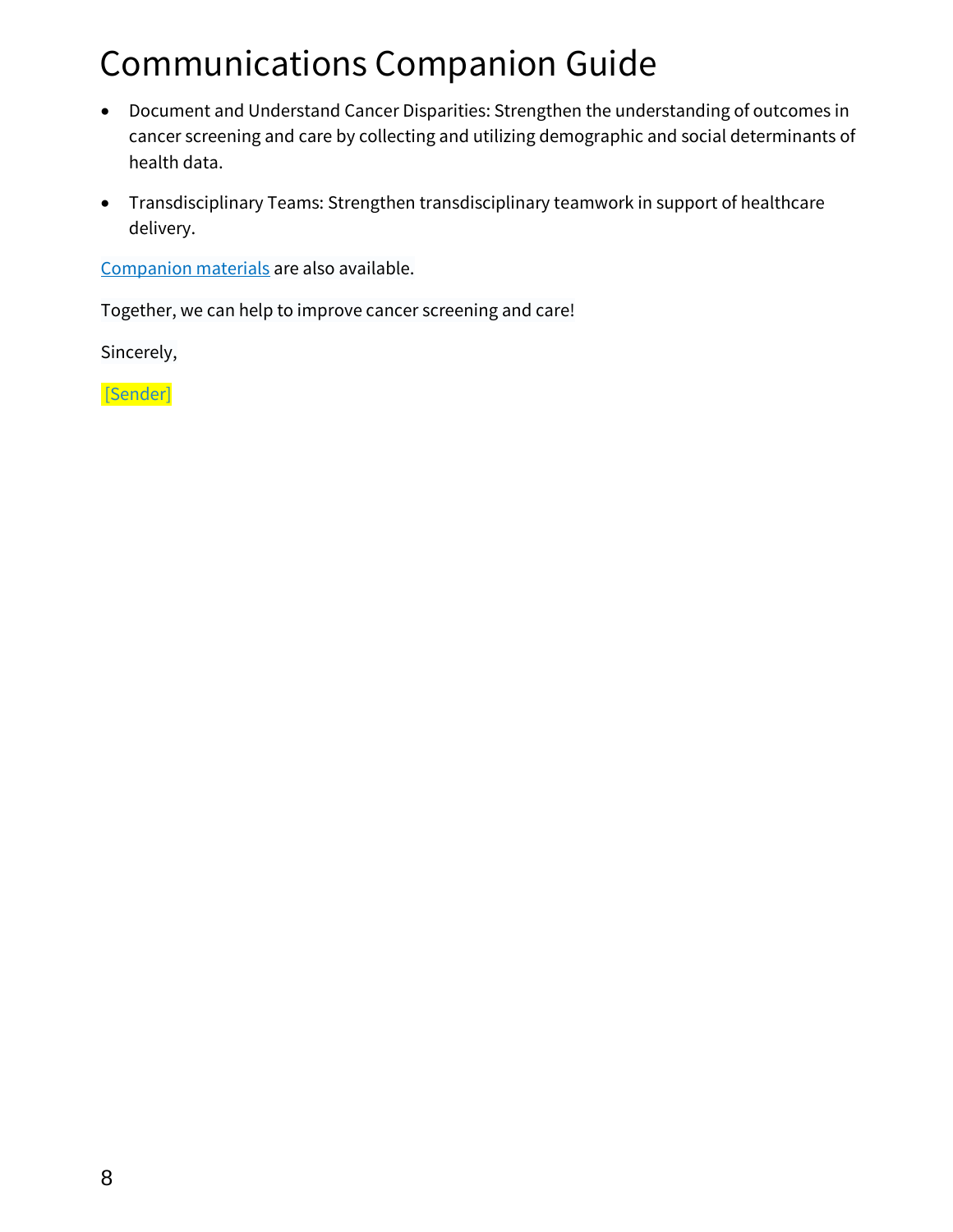- Document and Understand Cancer Disparities: Strengthen the understanding of outcomes in cancer screening and care by collecting and utilizing demographic and social determinants of health data.
- Transdisciplinary Teams: Strengthen transdisciplinary teamwork in support of healthcare delivery.

Companion materials are also available.

Together, we can help to improve cancer screening and care!

Sincerely,

[Sender]